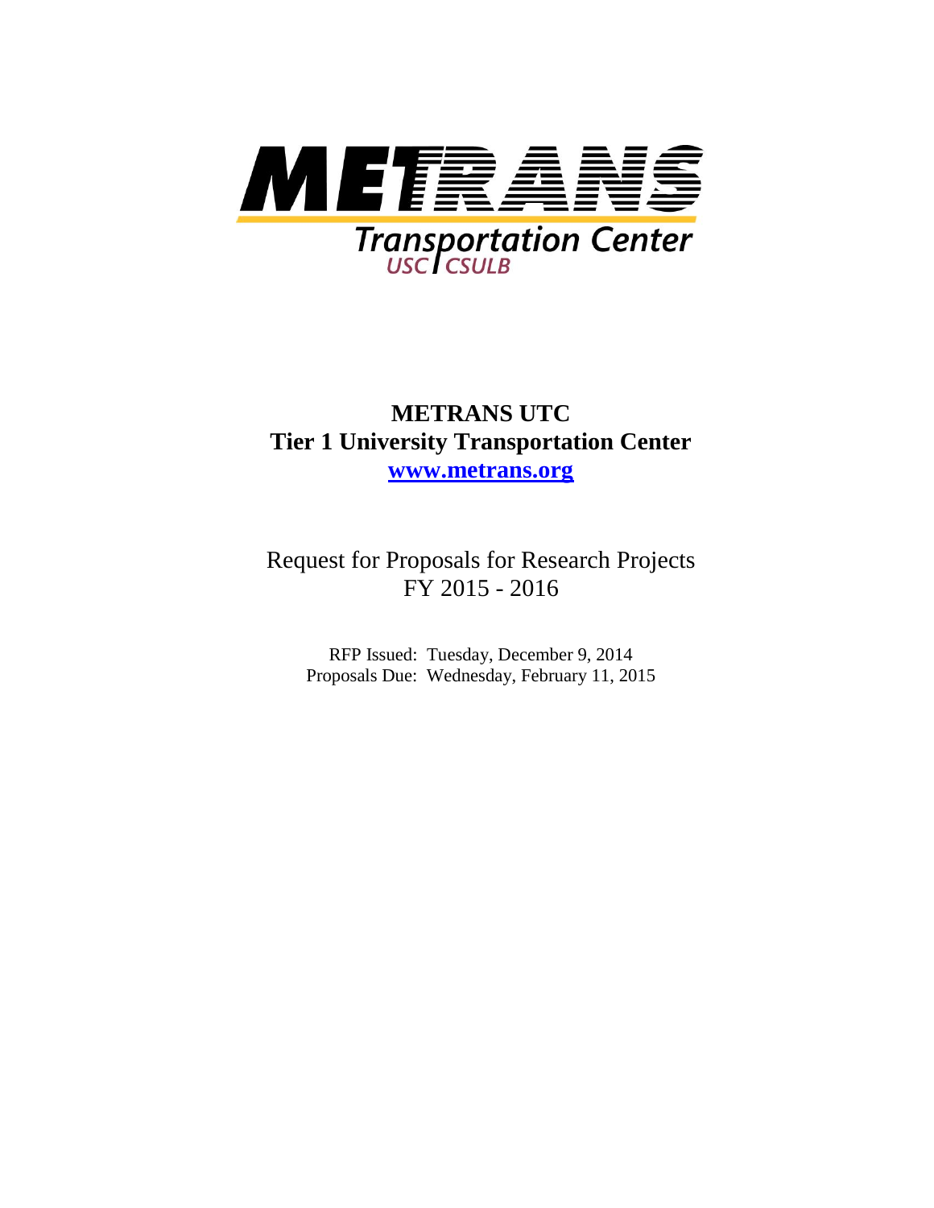METRANS

Transportation Center

USC | CSULB

# METRANS UTC
# Tier 1 University Transportation Center

**[www.metrans.org](http://www.metrans.org)**

Request for Proposals for Research Projects
FY 2015 - 2016

RFP Issued: Tuesday, December 9, 2014
Proposals Due: Wednesday, February 11, 2015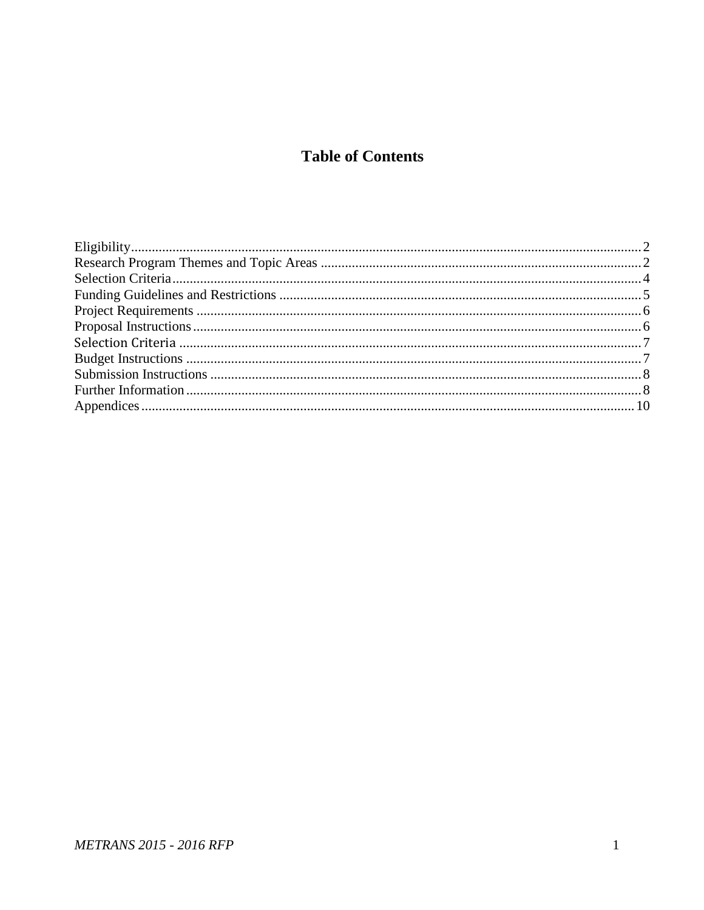# Table of Contents

Eligibility .......... 2
Research Program Themes and Topic Areas .......... 2
Selection Criteria .......... 4
Funding Guidelines and Restrictions .......... 5
Project Requirements .......... 6
Proposal Instructions .......... 6
Selection Criteria .......... 7
Budget Instructions .......... 7
Submission Instructions .......... 8
Further Information .......... 8
Appendices .......... 10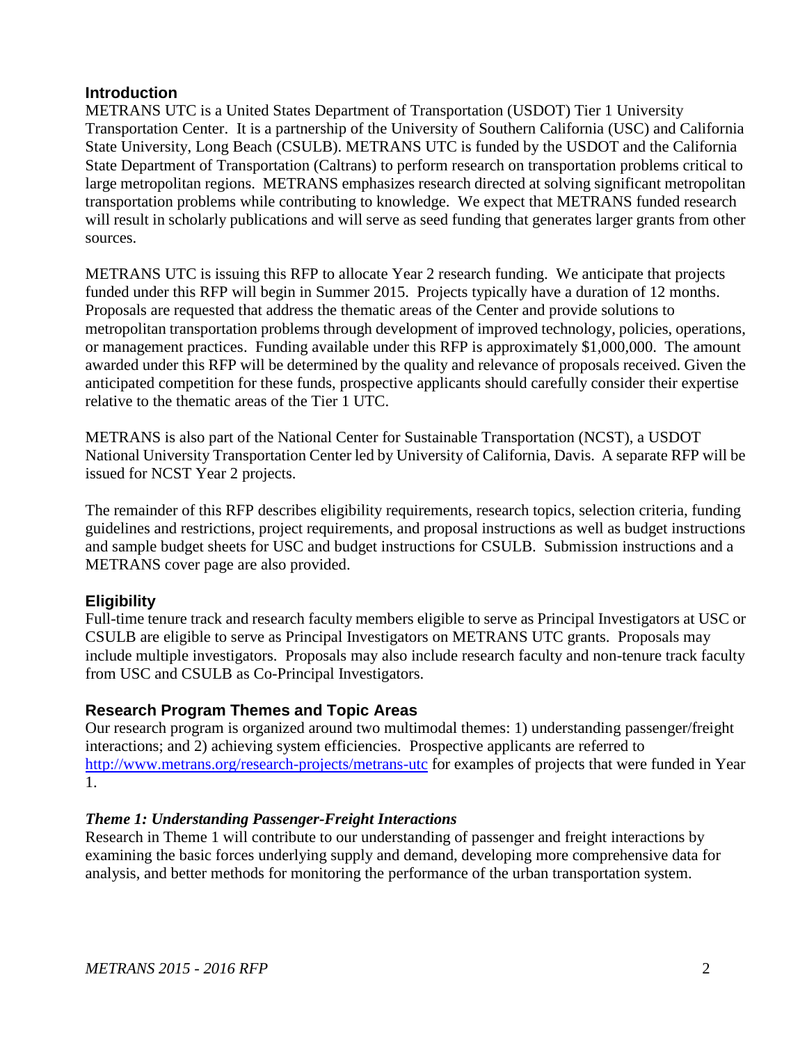## Introduction

METRANS UTC is a United States Department of Transportation (USDOT) Tier 1 University Transportation Center. It is a partnership of the University of Southern California (USC) and California State University, Long Beach (CSULB). METRANS UTC is funded by the USDOT and the California State Department of Transportation (Caltrans) to perform research on transportation problems critical to large metropolitan regions. METRANS emphasizes research directed at solving significant metropolitan transportation problems while contributing to knowledge. We expect that METRANS funded research will result in scholarly publications and will serve as seed funding that generates larger grants from other sources.

METRANS UTC is issuing this RFP to allocate Year 2 research funding. We anticipate that projects funded under this RFP will begin in Summer 2015. Projects typically have a duration of 12 months. Proposals are requested that address the thematic areas of the Center and provide solutions to metropolitan transportation problems through development of improved technology, policies, operations, or management practices. Funding available under this RFP is approximately $1,000,000. The amount awarded under this RFP will be determined by the quality and relevance of proposals received. Given the anticipated competition for these funds, prospective applicants should carefully consider their expertise relative to the thematic areas of the Tier 1 UTC.

METRANS is also part of the National Center for Sustainable Transportation (NCST), a USDOT National University Transportation Center led by University of California, Davis. A separate RFP will be issued for NCST Year 2 projects.

The remainder of this RFP describes eligibility requirements, research topics, selection criteria, funding guidelines and restrictions, project requirements, and proposal instructions as well as budget instructions and sample budget sheets for USC and budget instructions for CSULB. Submission instructions and a METRANS cover page are also provided.

## Eligibility

Full-time tenure track and research faculty members eligible to serve as Principal Investigators at USC or CSULB are eligible to serve as Principal Investigators on METRANS UTC grants. Proposals may include multiple investigators. Proposals may also include research faculty and non-tenure track faculty from USC and CSULB as Co-Principal Investigators.

## Research Program Themes and Topic Areas

Our research program is organized around two multimodal themes: 1) understanding passenger/freight interactions; and 2) achieving system efficiencies. Prospective applicants are referred to [http://www.metrans.org/research-projects/metrans-utc](http://www.metrans.org/research-projects/metrans-utc) for examples of projects that were funded in Year 1.

### *Theme 1: Understanding Passenger-Freight Interactions*

Research in Theme 1 will contribute to our understanding of passenger and freight interactions by examining the basic forces underlying supply and demand, developing more comprehensive data for analysis, and better methods for monitoring the performance of the urban transportation system.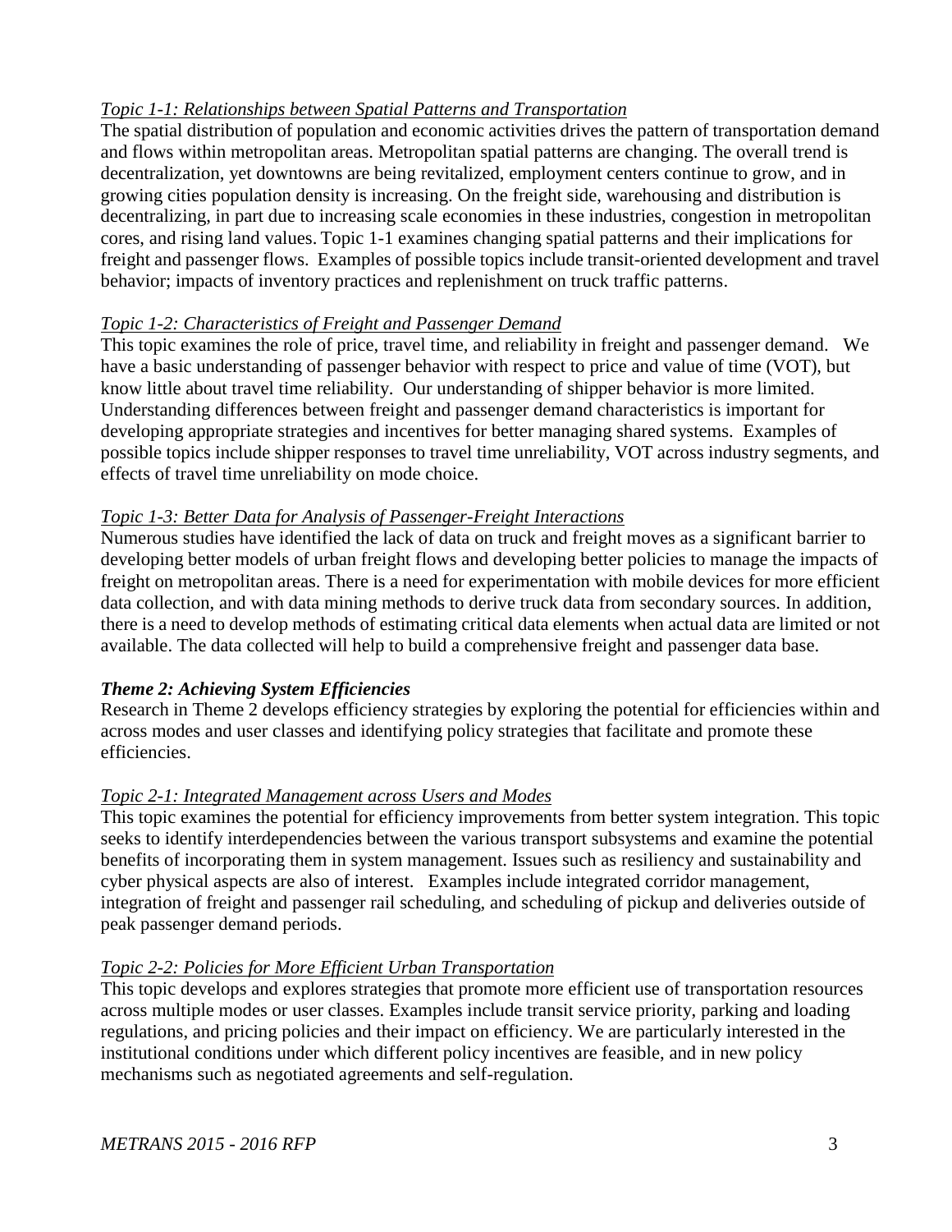*<u>Topic 1-1: Relationships between Spatial Patterns and Transportation</u>*

The spatial distribution of population and economic activities drives the pattern of transportation demand and flows within metropolitan areas. Metropolitan spatial patterns are changing. The overall trend is decentralization, yet downtowns are being revitalized, employment centers continue to grow, and in growing cities population density is increasing. On the freight side, warehousing and distribution is decentralizing, in part due to increasing scale economies in these industries, congestion in metropolitan cores, and rising land values. Topic 1-1 examines changing spatial patterns and their implications for freight and passenger flows. Examples of possible topics include transit-oriented development and travel behavior; impacts of inventory practices and replenishment on truck traffic patterns.

*<u>Topic 1-2: Characteristics of Freight and Passenger Demand</u>*

This topic examines the role of price, travel time, and reliability in freight and passenger demand. We have a basic understanding of passenger behavior with respect to price and value of time (VOT), but know little about travel time reliability. Our understanding of shipper behavior is more limited. Understanding differences between freight and passenger demand characteristics is important for developing appropriate strategies and incentives for better managing shared systems. Examples of possible topics include shipper responses to travel time unreliability, VOT across industry segments, and effects of travel time unreliability on mode choice.

*<u>Topic 1-3: Better Data for Analysis of Passenger-Freight Interactions</u>*

Numerous studies have identified the lack of data on truck and freight moves as a significant barrier to developing better models of urban freight flows and developing better policies to manage the impacts of freight on metropolitan areas. There is a need for experimentation with mobile devices for more efficient data collection, and with data mining methods to derive truck data from secondary sources. In addition, there is a need to develop methods of estimating critical data elements when actual data are limited or not available. The data collected will help to build a comprehensive freight and passenger data base.

***Theme 2: Achieving System Efficiencies***

Research in Theme 2 develops efficiency strategies by exploring the potential for efficiencies within and across modes and user classes and identifying policy strategies that facilitate and promote these efficiencies.

*<u>Topic 2-1: Integrated Management across Users and Modes</u>*

This topic examines the potential for efficiency improvements from better system integration. This topic seeks to identify interdependencies between the various transport subsystems and examine the potential benefits of incorporating them in system management. Issues such as resiliency and sustainability and cyber physical aspects are also of interest. Examples include integrated corridor management, integration of freight and passenger rail scheduling, and scheduling of pickup and deliveries outside of peak passenger demand periods.

*<u>Topic 2-2: Policies for More Efficient Urban Transportation</u>*

This topic develops and explores strategies that promote more efficient use of transportation resources across multiple modes or user classes. Examples include transit service priority, parking and loading regulations, and pricing policies and their impact on efficiency. We are particularly interested in the institutional conditions under which different policy incentives are feasible, and in new policy mechanisms such as negotiated agreements and self-regulation.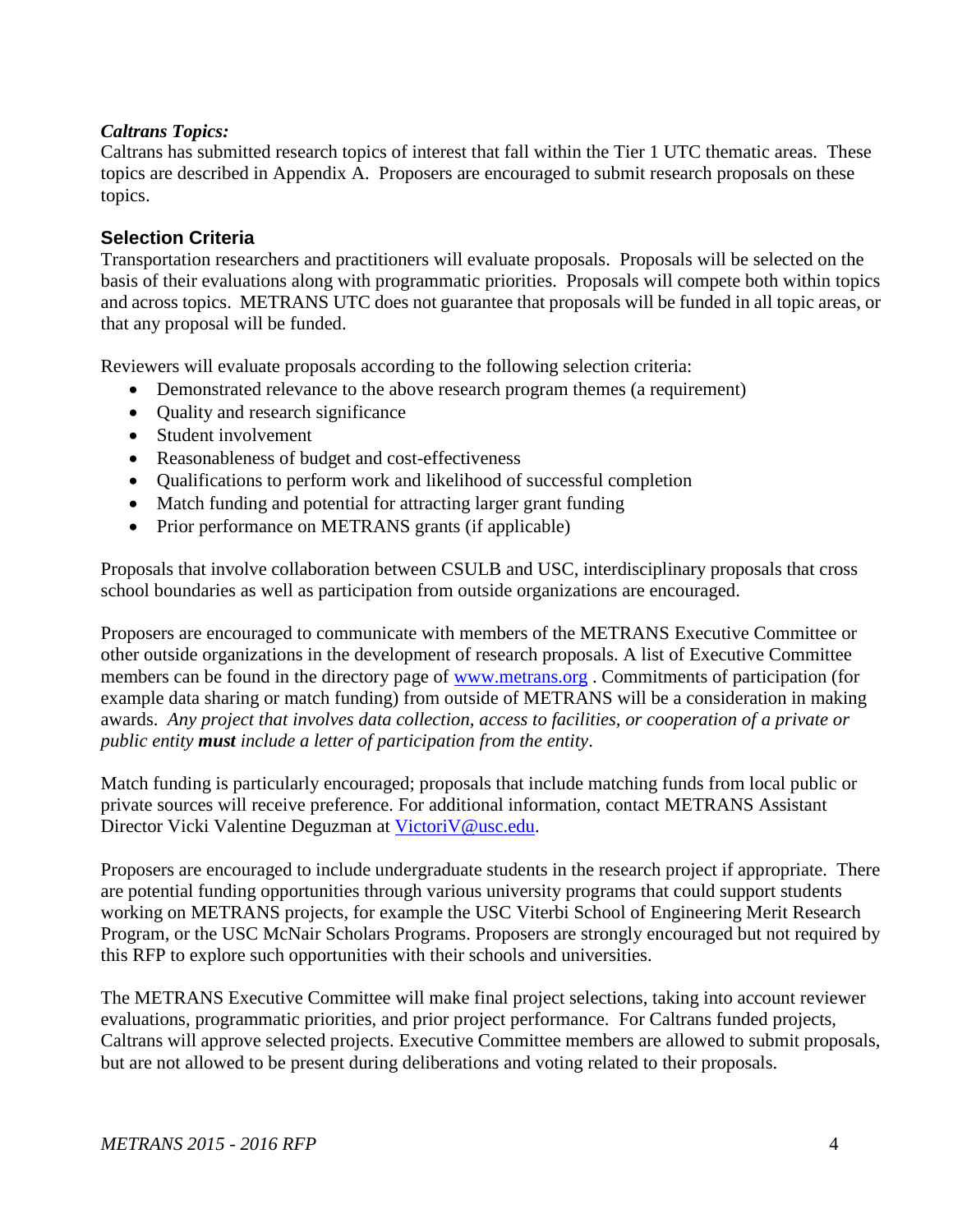***Caltrans Topics:***
Caltrans has submitted research topics of interest that fall within the Tier 1 UTC thematic areas. These topics are described in Appendix A. Proposers are encouraged to submit research proposals on these topics.

## Selection Criteria

Transportation researchers and practitioners will evaluate proposals. Proposals will be selected on the basis of their evaluations along with programmatic priorities. Proposals will compete both within topics and across topics. METRANS UTC does not guarantee that proposals will be funded in all topic areas, or that any proposal will be funded.

Reviewers will evaluate proposals according to the following selection criteria:

- Demonstrated relevance to the above research program themes (a requirement)
- Quality and research significance
- Student involvement
- Reasonableness of budget and cost-effectiveness
- Qualifications to perform work and likelihood of successful completion
- Match funding and potential for attracting larger grant funding
- Prior performance on METRANS grants (if applicable)

Proposals that involve collaboration between CSULB and USC, interdisciplinary proposals that cross school boundaries as well as participation from outside organizations are encouraged.

Proposers are encouraged to communicate with members of the METRANS Executive Committee or other outside organizations in the development of research proposals. A list of Executive Committee members can be found in the directory page of [www.metrans.org](http://www.metrans.org) . Commitments of participation (for example data sharing or match funding) from outside of METRANS will be a consideration in making awards. *Any project that involves data collection, access to facilities, or cooperation of a private or public entity **must** include a letter of participation from the entity*.

Match funding is particularly encouraged; proposals that include matching funds from local public or private sources will receive preference. For additional information, contact METRANS Assistant Director Vicki Valentine Deguzman at [VictoriV@usc.edu](mailto:VictoriV@usc.edu).

Proposers are encouraged to include undergraduate students in the research project if appropriate. There are potential funding opportunities through various university programs that could support students working on METRANS projects, for example the USC Viterbi School of Engineering Merit Research Program, or the USC McNair Scholars Programs. Proposers are strongly encouraged but not required by this RFP to explore such opportunities with their schools and universities.

The METRANS Executive Committee will make final project selections, taking into account reviewer evaluations, programmatic priorities, and prior project performance. For Caltrans funded projects, Caltrans will approve selected projects. Executive Committee members are allowed to submit proposals, but are not allowed to be present during deliberations and voting related to their proposals.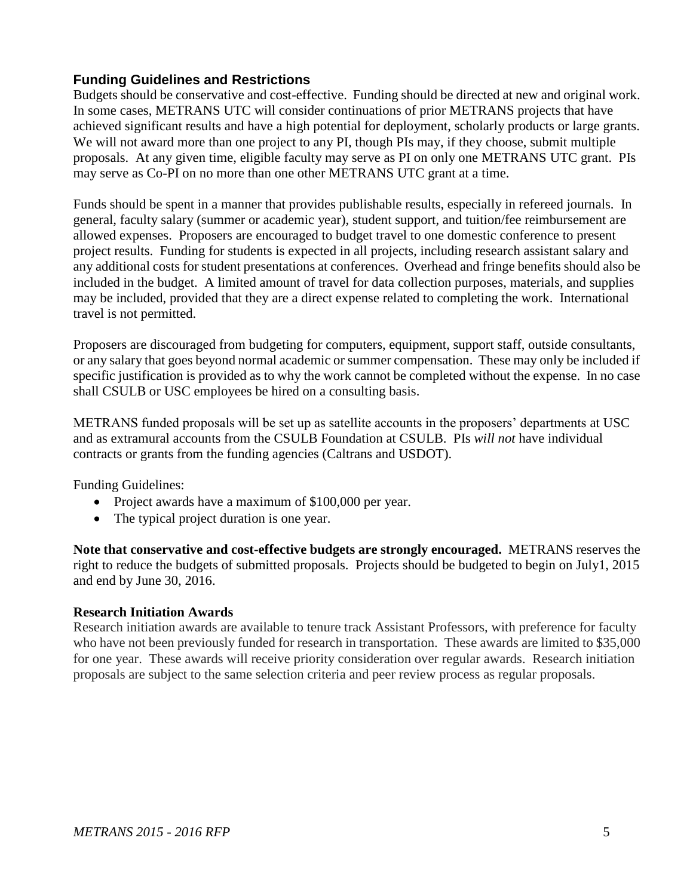## Funding Guidelines and Restrictions

Budgets should be conservative and cost-effective. Funding should be directed at new and original work. In some cases, METRANS UTC will consider continuations of prior METRANS projects that have achieved significant results and have a high potential for deployment, scholarly products or large grants. We will not award more than one project to any PI, though PIs may, if they choose, submit multiple proposals. At any given time, eligible faculty may serve as PI on only one METRANS UTC grant. PIs may serve as Co-PI on no more than one other METRANS UTC grant at a time.

Funds should be spent in a manner that provides publishable results, especially in refereed journals. In general, faculty salary (summer or academic year), student support, and tuition/fee reimbursement are allowed expenses. Proposers are encouraged to budget travel to one domestic conference to present project results. Funding for students is expected in all projects, including research assistant salary and any additional costs for student presentations at conferences. Overhead and fringe benefits should also be included in the budget. A limited amount of travel for data collection purposes, materials, and supplies may be included, provided that they are a direct expense related to completing the work. International travel is not permitted.

Proposers are discouraged from budgeting for computers, equipment, support staff, outside consultants, or any salary that goes beyond normal academic or summer compensation. These may only be included if specific justification is provided as to why the work cannot be completed without the expense. In no case shall CSULB or USC employees be hired on a consulting basis.

METRANS funded proposals will be set up as satellite accounts in the proposers' departments at USC and as extramural accounts from the CSULB Foundation at CSULB. PIs *will not* have individual contracts or grants from the funding agencies (Caltrans and USDOT).

Funding Guidelines:

- Project awards have a maximum of $100,000 per year.
- The typical project duration is one year.

**Note that conservative and cost-effective budgets are strongly encouraged.** METRANS reserves the right to reduce the budgets of submitted proposals. Projects should be budgeted to begin on July1, 2015 and end by June 30, 2016.

### Research Initiation Awards

Research initiation awards are available to tenure track Assistant Professors, with preference for faculty who have not been previously funded for research in transportation. These awards are limited to $35,000 for one year. These awards will receive priority consideration over regular awards. Research initiation proposals are subject to the same selection criteria and peer review process as regular proposals.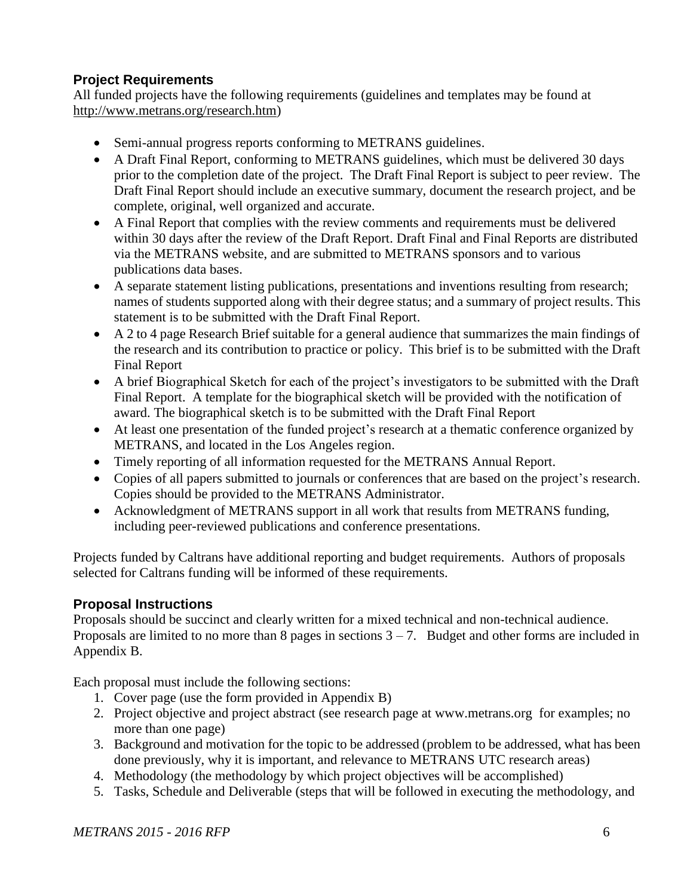### Project Requirements

All funded projects have the following requirements (guidelines and templates may be found at http://www.metrans.org/research.htm)

- Semi-annual progress reports conforming to METRANS guidelines.
- A Draft Final Report, conforming to METRANS guidelines, which must be delivered 30 days prior to the completion date of the project. The Draft Final Report is subject to peer review. The Draft Final Report should include an executive summary, document the research project, and be complete, original, well organized and accurate.
- A Final Report that complies with the review comments and requirements must be delivered within 30 days after the review of the Draft Report. Draft Final and Final Reports are distributed via the METRANS website, and are submitted to METRANS sponsors and to various publications data bases.
- A separate statement listing publications, presentations and inventions resulting from research; names of students supported along with their degree status; and a summary of project results. This statement is to be submitted with the Draft Final Report.
- A 2 to 4 page Research Brief suitable for a general audience that summarizes the main findings of the research and its contribution to practice or policy. This brief is to be submitted with the Draft Final Report
- A brief Biographical Sketch for each of the project's investigators to be submitted with the Draft Final Report. A template for the biographical sketch will be provided with the notification of award. The biographical sketch is to be submitted with the Draft Final Report
- At least one presentation of the funded project's research at a thematic conference organized by METRANS, and located in the Los Angeles region.
- Timely reporting of all information requested for the METRANS Annual Report.
- Copies of all papers submitted to journals or conferences that are based on the project's research. Copies should be provided to the METRANS Administrator.
- Acknowledgment of METRANS support in all work that results from METRANS funding, including peer-reviewed publications and conference presentations.

Projects funded by Caltrans have additional reporting and budget requirements. Authors of proposals selected for Caltrans funding will be informed of these requirements.

### Proposal Instructions

Proposals should be succinct and clearly written for a mixed technical and non-technical audience. Proposals are limited to no more than 8 pages in sections 3 – 7. Budget and other forms are included in Appendix B.

Each proposal must include the following sections:

1. Cover page (use the form provided in Appendix B)
2. Project objective and project abstract (see research page at www.metrans.org for examples; no more than one page)
3. Background and motivation for the topic to be addressed (problem to be addressed, what has been done previously, why it is important, and relevance to METRANS UTC research areas)
4. Methodology (the methodology by which project objectives will be accomplished)
5. Tasks, Schedule and Deliverable (steps that will be followed in executing the methodology, and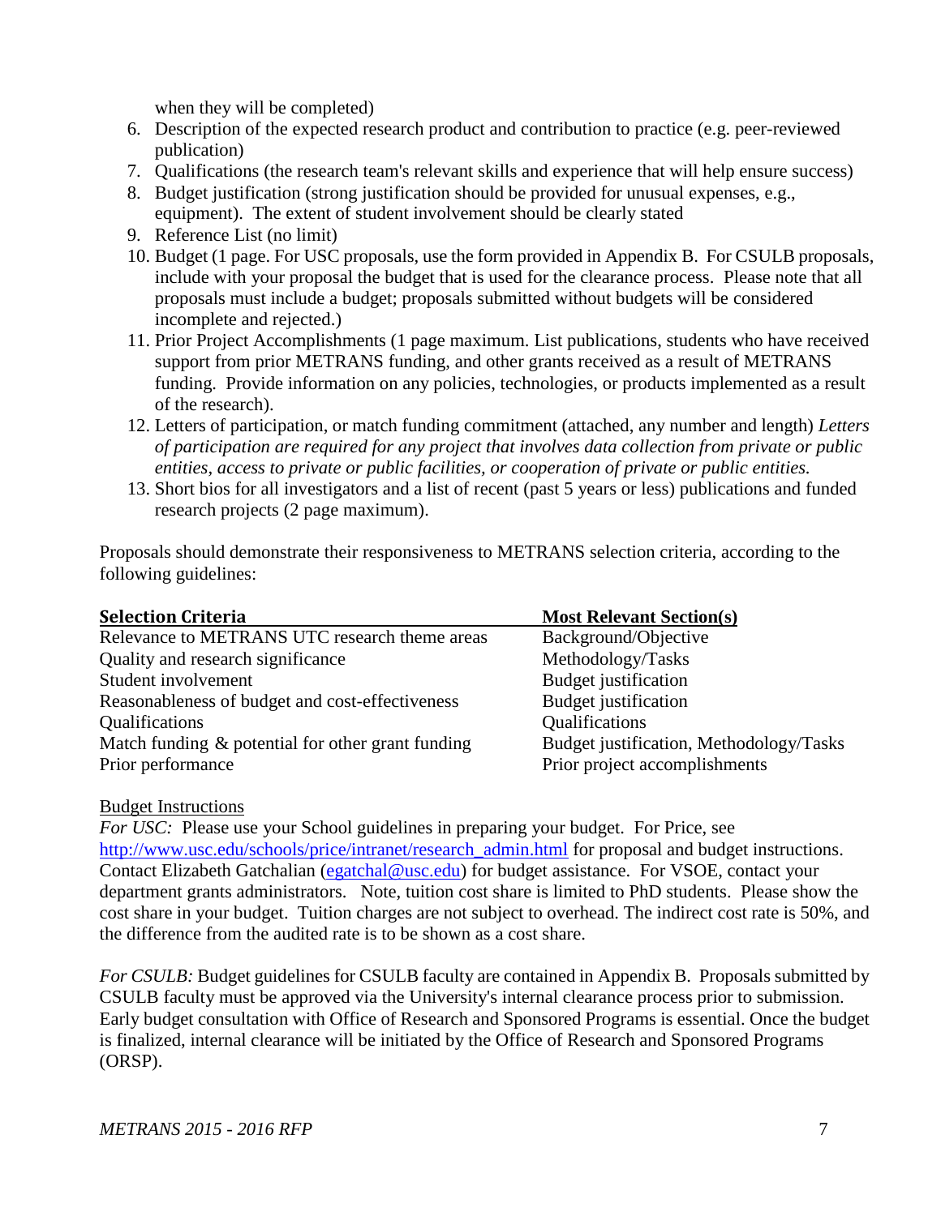when they will be completed)

6. Description of the expected research product and contribution to practice (e.g. peer-reviewed publication)
7. Qualifications (the research team's relevant skills and experience that will help ensure success)
8. Budget justification (strong justification should be provided for unusual expenses, e.g., equipment). The extent of student involvement should be clearly stated
9. Reference List (no limit)
10. Budget (1 page. For USC proposals, use the form provided in Appendix B. For CSULB proposals, include with your proposal the budget that is used for the clearance process. Please note that all proposals must include a budget; proposals submitted without budgets will be considered incomplete and rejected.)
11. Prior Project Accomplishments (1 page maximum. List publications, students who have received support from prior METRANS funding, and other grants received as a result of METRANS funding. Provide information on any policies, technologies, or products implemented as a result of the research).
12. Letters of participation, or match funding commitment (attached, any number and length) *Letters of participation are required for any project that involves data collection from private or public entities, access to private or public facilities, or cooperation of private or public entities.*
13. Short bios for all investigators and a list of recent (past 5 years or less) publications and funded research projects (2 page maximum).

Proposals should demonstrate their responsiveness to METRANS selection criteria, according to the following guidelines:

| Selection Criteria | Most Relevant Section(s) |
|---|---|
| Relevance to METRANS UTC research theme areas | Background/Objective |
| Quality and research significance | Methodology/Tasks |
| Student involvement | Budget justification |
| Reasonableness of budget and cost-effectiveness | Budget justification |
| Qualifications | Qualifications |
| Match funding & potential for other grant funding | Budget justification, Methodology/Tasks |
| Prior performance | Prior project accomplishments |

Budget Instructions

*For USC:* Please use your School guidelines in preparing your budget. For Price, see http://www.usc.edu/schools/price/intranet/research_admin.html for proposal and budget instructions. Contact Elizabeth Gatchalian (egatchal@usc.edu) for budget assistance. For VSOE, contact your department grants administrators. Note, tuition cost share is limited to PhD students. Please show the cost share in your budget. Tuition charges are not subject to overhead. The indirect cost rate is 50%, and the difference from the audited rate is to be shown as a cost share.

*For CSULB:* Budget guidelines for CSULB faculty are contained in Appendix B. Proposals submitted by CSULB faculty must be approved via the University's internal clearance process prior to submission. Early budget consultation with Office of Research and Sponsored Programs is essential. Once the budget is finalized, internal clearance will be initiated by the Office of Research and Sponsored Programs (ORSP).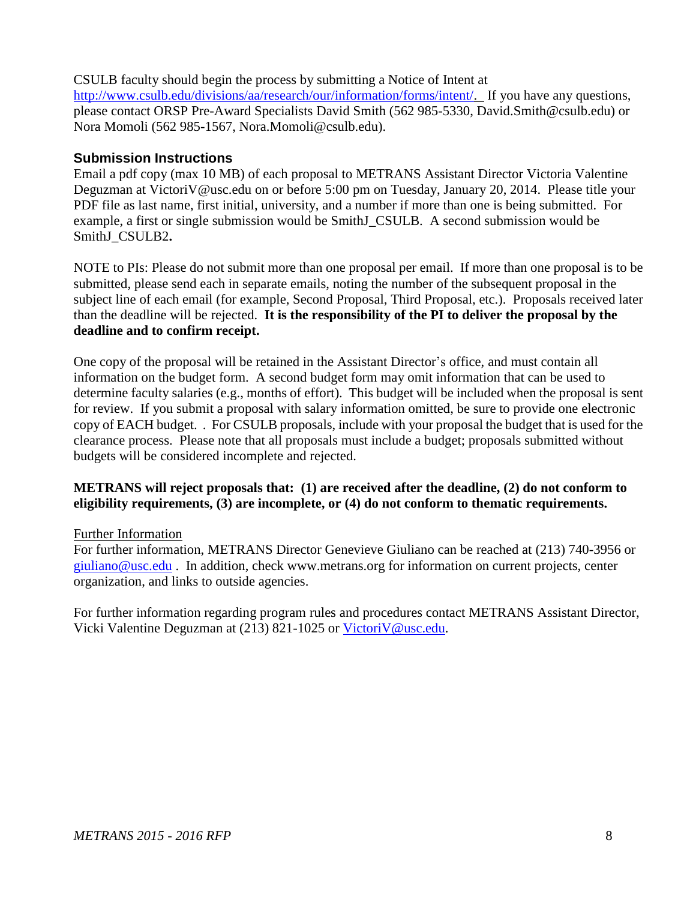CSULB faculty should begin the process by submitting a Notice of Intent at http://www.csulb.edu/divisions/aa/research/our/information/forms/intent/. If you have any questions, please contact ORSP Pre-Award Specialists David Smith (562 985-5330, David.Smith@csulb.edu) or Nora Momoli (562 985-1567, Nora.Momoli@csulb.edu).

### Submission Instructions

Email a pdf copy (max 10 MB) of each proposal to METRANS Assistant Director Victoria Valentine Deguzman at VictoriV@usc.edu on or before 5:00 pm on Tuesday, January 20, 2014. Please title your PDF file as last name, first initial, university, and a number if more than one is being submitted. For example, a first or single submission would be SmithJ_CSULB. A second submission would be SmithJ_CSULB2**.**

NOTE to PIs: Please do not submit more than one proposal per email. If more than one proposal is to be submitted, please send each in separate emails, noting the number of the subsequent proposal in the subject line of each email (for example, Second Proposal, Third Proposal, etc.). Proposals received later than the deadline will be rejected. **It is the responsibility of the PI to deliver the proposal by the deadline and to confirm receipt.**

One copy of the proposal will be retained in the Assistant Director's office, and must contain all information on the budget form. A second budget form may omit information that can be used to determine faculty salaries (e.g., months of effort). This budget will be included when the proposal is sent for review. If you submit a proposal with salary information omitted, be sure to provide one electronic copy of EACH budget. . For CSULB proposals, include with your proposal the budget that is used for the clearance process. Please note that all proposals must include a budget; proposals submitted without budgets will be considered incomplete and rejected.

**METRANS will reject proposals that: (1) are received after the deadline, (2) do not conform to eligibility requirements, (3) are incomplete, or (4) do not conform to thematic requirements.**

Further Information

For further information, METRANS Director Genevieve Giuliano can be reached at (213) 740-3956 or giuliano@usc.edu . In addition, check www.metrans.org for information on current projects, center organization, and links to outside agencies.

For further information regarding program rules and procedures contact METRANS Assistant Director, Vicki Valentine Deguzman at (213) 821-1025 or VictoriV@usc.edu.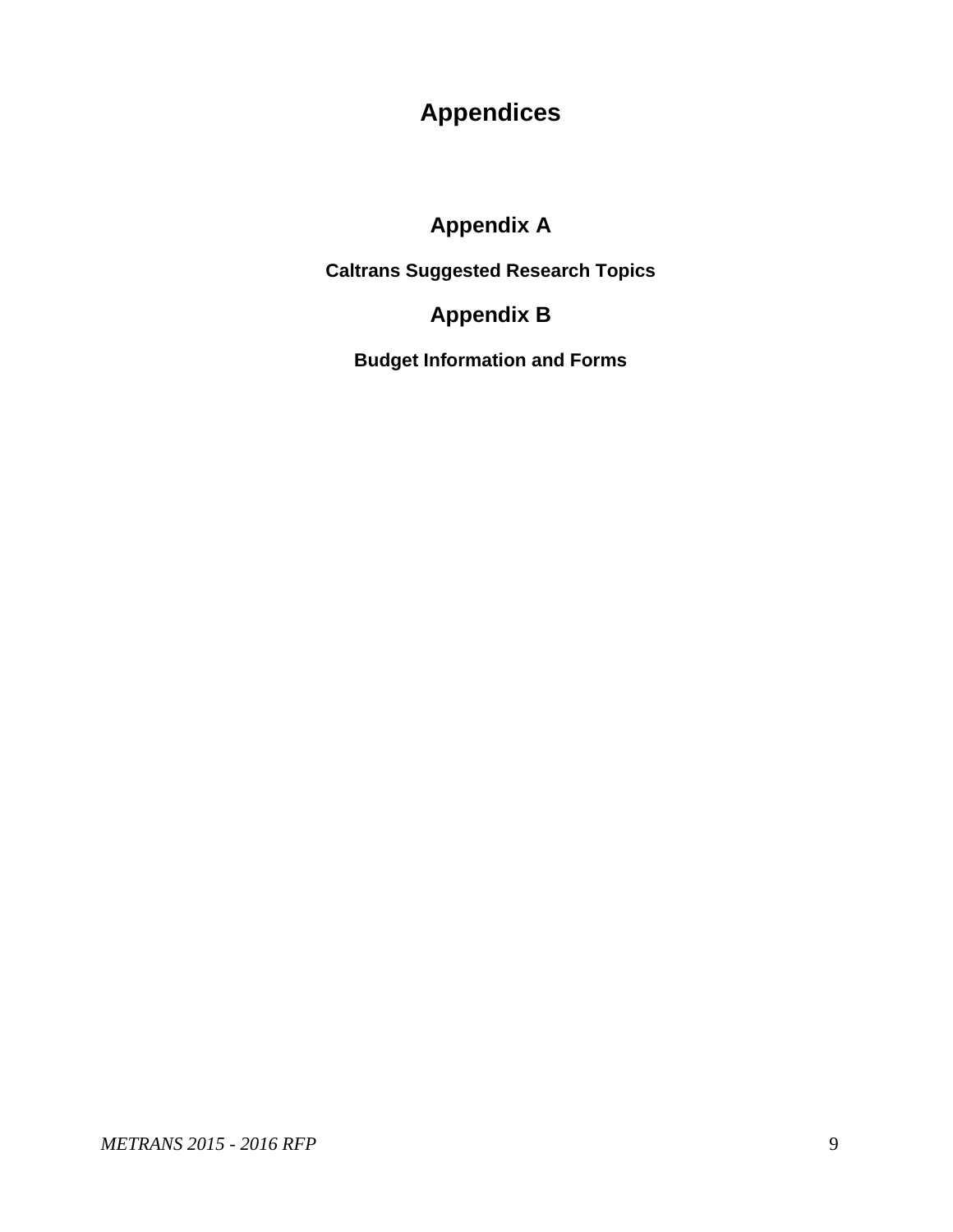# Appendices

## Appendix A

### Caltrans Suggested Research Topics

## Appendix B

### Budget Information and Forms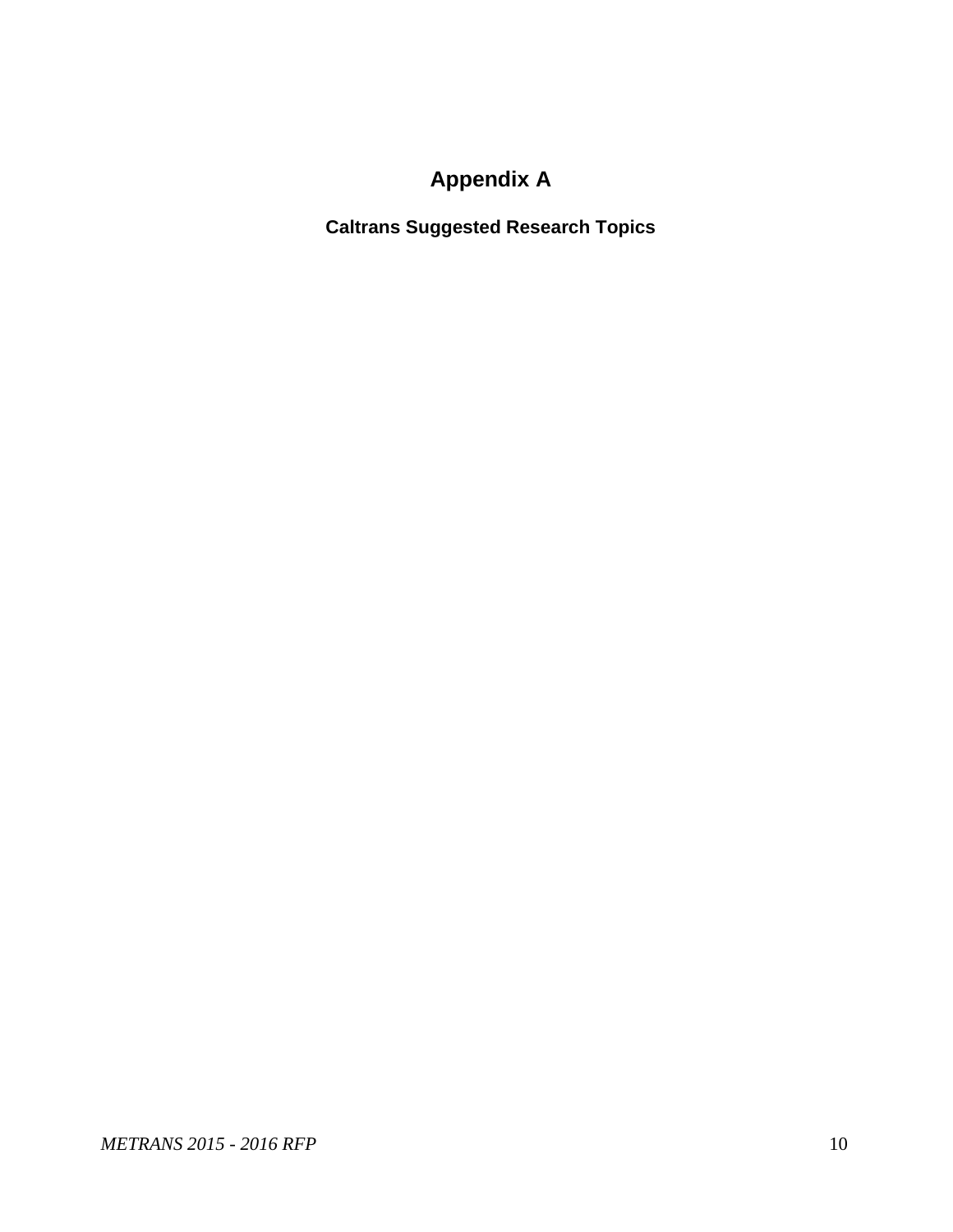# Appendix A

## Caltrans Suggested Research Topics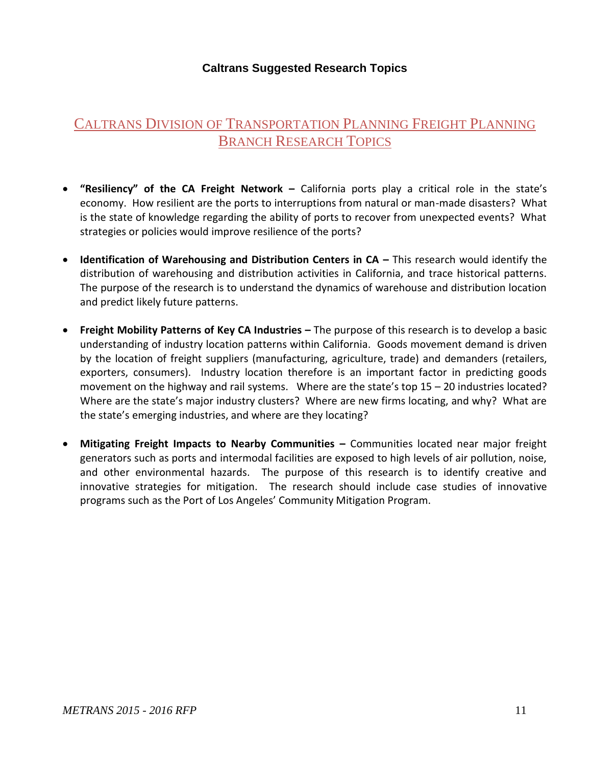## Caltrans Suggested Research Topics

## Caltrans Division of Transportation Planning Freight Planning Branch Research Topics

- **"Resiliency" of the CA Freight Network –** California ports play a critical role in the state's economy. How resilient are the ports to interruptions from natural or man-made disasters? What is the state of knowledge regarding the ability of ports to recover from unexpected events? What strategies or policies would improve resilience of the ports?

- **Identification of Warehousing and Distribution Centers in CA –** This research would identify the distribution of warehousing and distribution activities in California, and trace historical patterns. The purpose of the research is to understand the dynamics of warehouse and distribution location and predict likely future patterns.

- **Freight Mobility Patterns of Key CA Industries –** The purpose of this research is to develop a basic understanding of industry location patterns within California. Goods movement demand is driven by the location of freight suppliers (manufacturing, agriculture, trade) and demanders (retailers, exporters, consumers). Industry location therefore is an important factor in predicting goods movement on the highway and rail systems. Where are the state's top 15 – 20 industries located? Where are the state's major industry clusters? Where are new firms locating, and why? What are the state's emerging industries, and where are they locating?

- **Mitigating Freight Impacts to Nearby Communities –** Communities located near major freight generators such as ports and intermodal facilities are exposed to high levels of air pollution, noise, and other environmental hazards. The purpose of this research is to identify creative and innovative strategies for mitigation. The research should include case studies of innovative programs such as the Port of Los Angeles' Community Mitigation Program.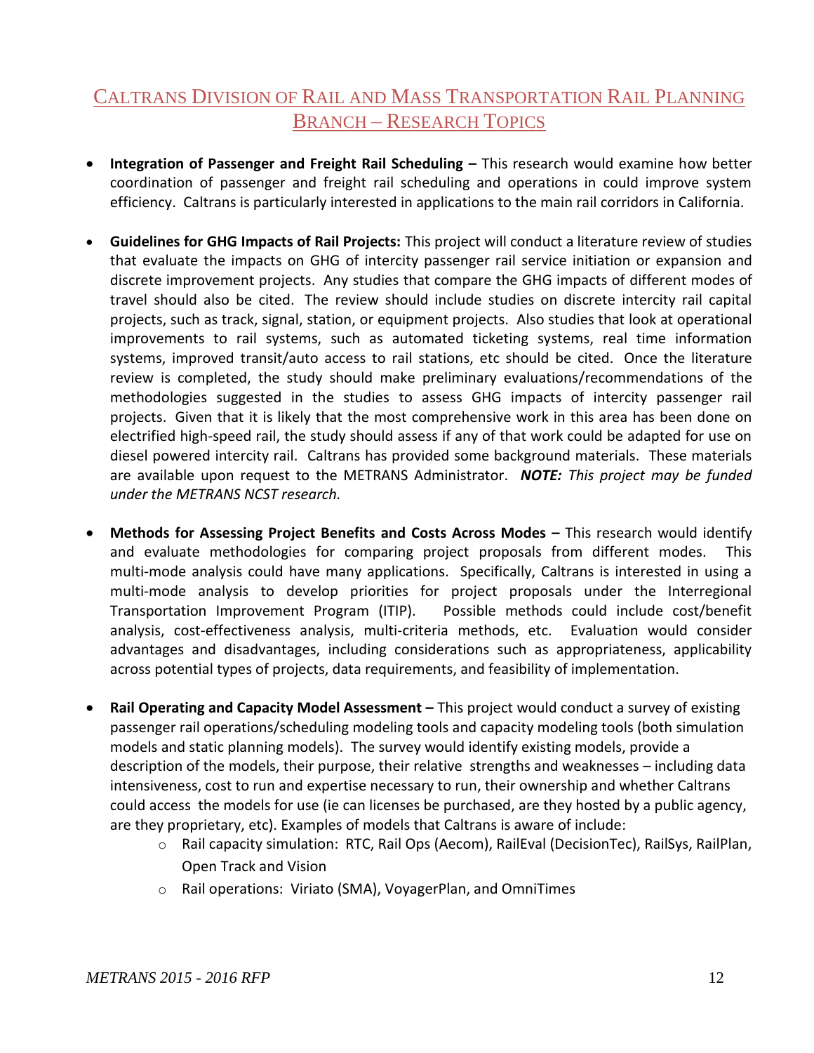## CALTRANS DIVISION OF RAIL AND MASS TRANSPORTATION RAIL PLANNING BRANCH – RESEARCH TOPICS

- **Integration of Passenger and Freight Rail Scheduling –** This research would examine how better coordination of passenger and freight rail scheduling and operations in could improve system efficiency. Caltrans is particularly interested in applications to the main rail corridors in California.

- **Guidelines for GHG Impacts of Rail Projects:** This project will conduct a literature review of studies that evaluate the impacts on GHG of intercity passenger rail service initiation or expansion and discrete improvement projects. Any studies that compare the GHG impacts of different modes of travel should also be cited. The review should include studies on discrete intercity rail capital projects, such as track, signal, station, or equipment projects. Also studies that look at operational improvements to rail systems, such as automated ticketing systems, real time information systems, improved transit/auto access to rail stations, etc should be cited. Once the literature review is completed, the study should make preliminary evaluations/recommendations of the methodologies suggested in the studies to assess GHG impacts of intercity passenger rail projects. Given that it is likely that the most comprehensive work in this area has been done on electrified high-speed rail, the study should assess if any of that work could be adapted for use on diesel powered intercity rail. Caltrans has provided some background materials. These materials are available upon request to the METRANS Administrator. ***NOTE:*** *This project may be funded under the METRANS NCST research.*

- **Methods for Assessing Project Benefits and Costs Across Modes –** This research would identify and evaluate methodologies for comparing project proposals from different modes. This multi-mode analysis could have many applications. Specifically, Caltrans is interested in using a multi-mode analysis to develop priorities for project proposals under the Interregional Transportation Improvement Program (ITIP). Possible methods could include cost/benefit analysis, cost-effectiveness analysis, multi-criteria methods, etc. Evaluation would consider advantages and disadvantages, including considerations such as appropriateness, applicability across potential types of projects, data requirements, and feasibility of implementation.

- **Rail Operating and Capacity Model Assessment –** This project would conduct a survey of existing passenger rail operations/scheduling modeling tools and capacity modeling tools (both simulation models and static planning models). The survey would identify existing models, provide a description of the models, their purpose, their relative strengths and weaknesses – including data intensiveness, cost to run and expertise necessary to run, their ownership and whether Caltrans could access the models for use (ie can licenses be purchased, are they hosted by a public agency, are they proprietary, etc). Examples of models that Caltrans is aware of include:
  - Rail capacity simulation: RTC, Rail Ops (Aecom), RailEval (DecisionTec), RailSys, RailPlan, Open Track and Vision
  - Rail operations: Viriato (SMA), VoyagerPlan, and OmniTimes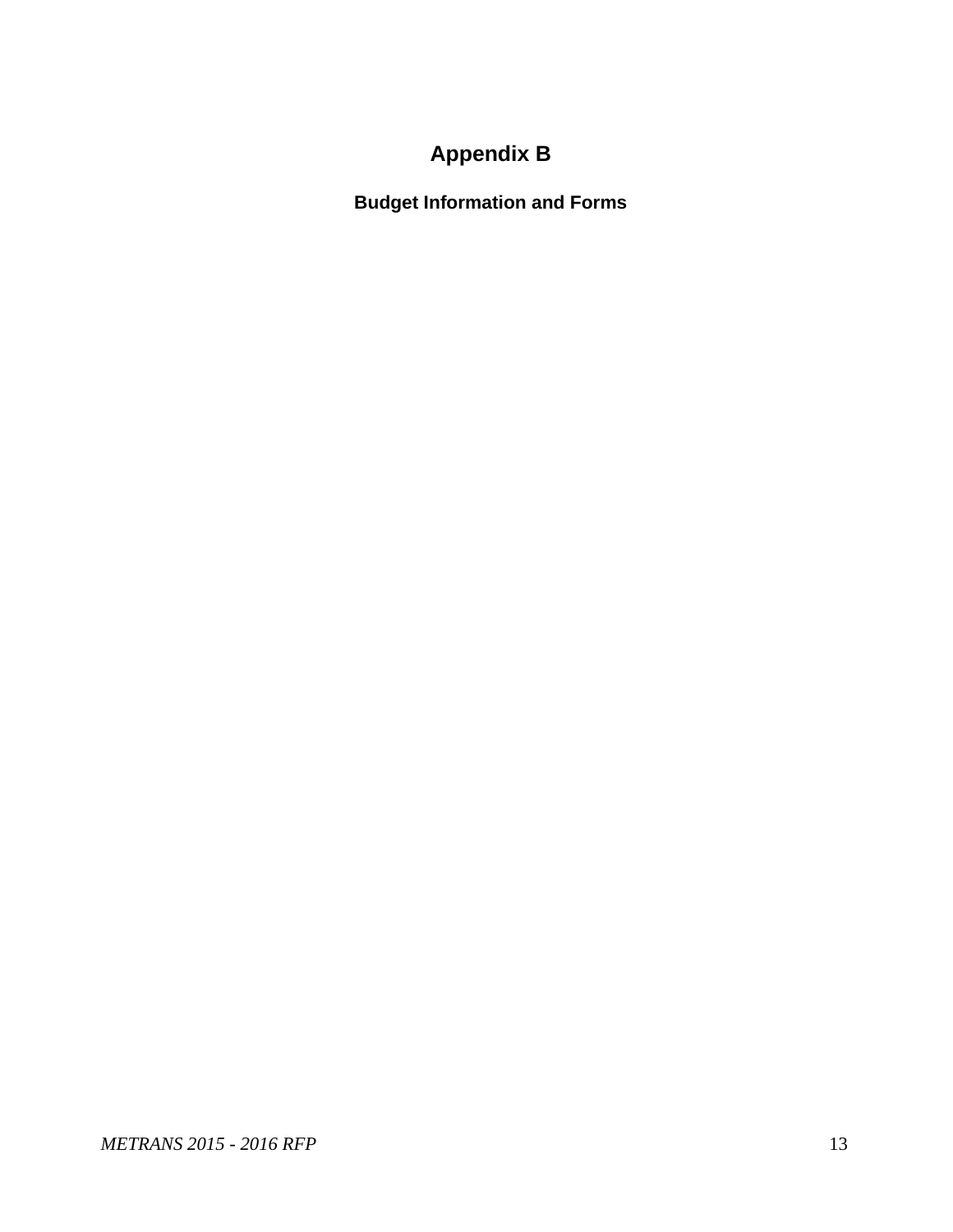# Appendix B

## Budget Information and Forms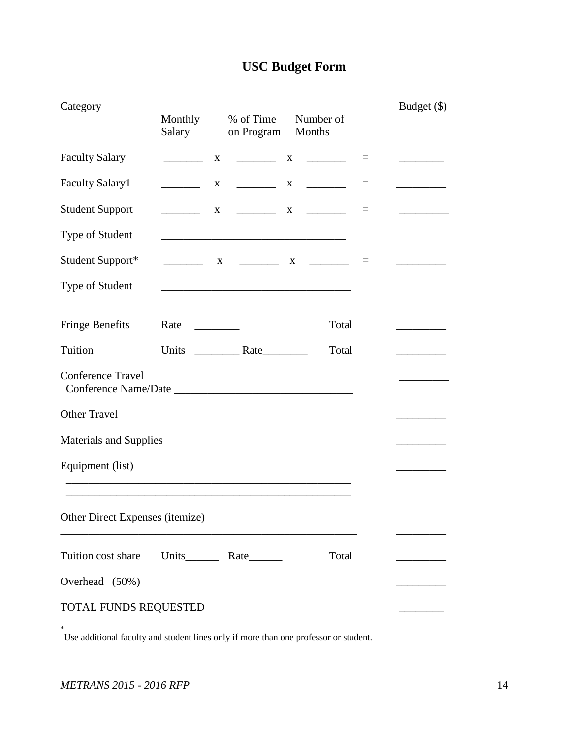# USC Budget Form

| Category | Monthly Salary | | % of Time on Program | | Number of Months | | Budget ($) |
|---|---|---|---|---|---|---|---|
| Faculty Salary | _______ | x | _______ | x | _______ | = | ________ |
| Faculty Salary1 | _______ | x | _______ | x | _______ | = | _________ |
| Student Support | _______ | x | _______ | x | _______ | = | _________ |
| Type of Student | _________________________________ | | | | | | |
| Student Support* | _______ | x | _______ | x | _______ | = | _________ |
| Type of Student | __________________________________ | | | | | | |
| Fringe Benefits | Rate ________ | | | | Total | | _________ |
| Tuition | Units ________ Rate________ | | | | Total | | _________ |
| Conference Travel<br>Conference Name/Date _______________________________ | | | | | | | _________ |
| Other Travel | | | | | | | _________ |
| Materials and Supplies | | | | | | | _________ |
| Equipment (list)<br>____________________________________________________<br>____________________________________________________ | | | | | | | _________ |
| Other Direct Expenses (itemize)<br>_____________________________________________________ | | | | | | | _________ |
| Tuition cost share | Units______ Rate______ | | | | Total | | _________ |
| Overhead (50%) | | | | | | | _________ |
| TOTAL FUNDS REQUESTED | | | | | | | ________ |

* Use additional faculty and student lines only if more than one professor or student.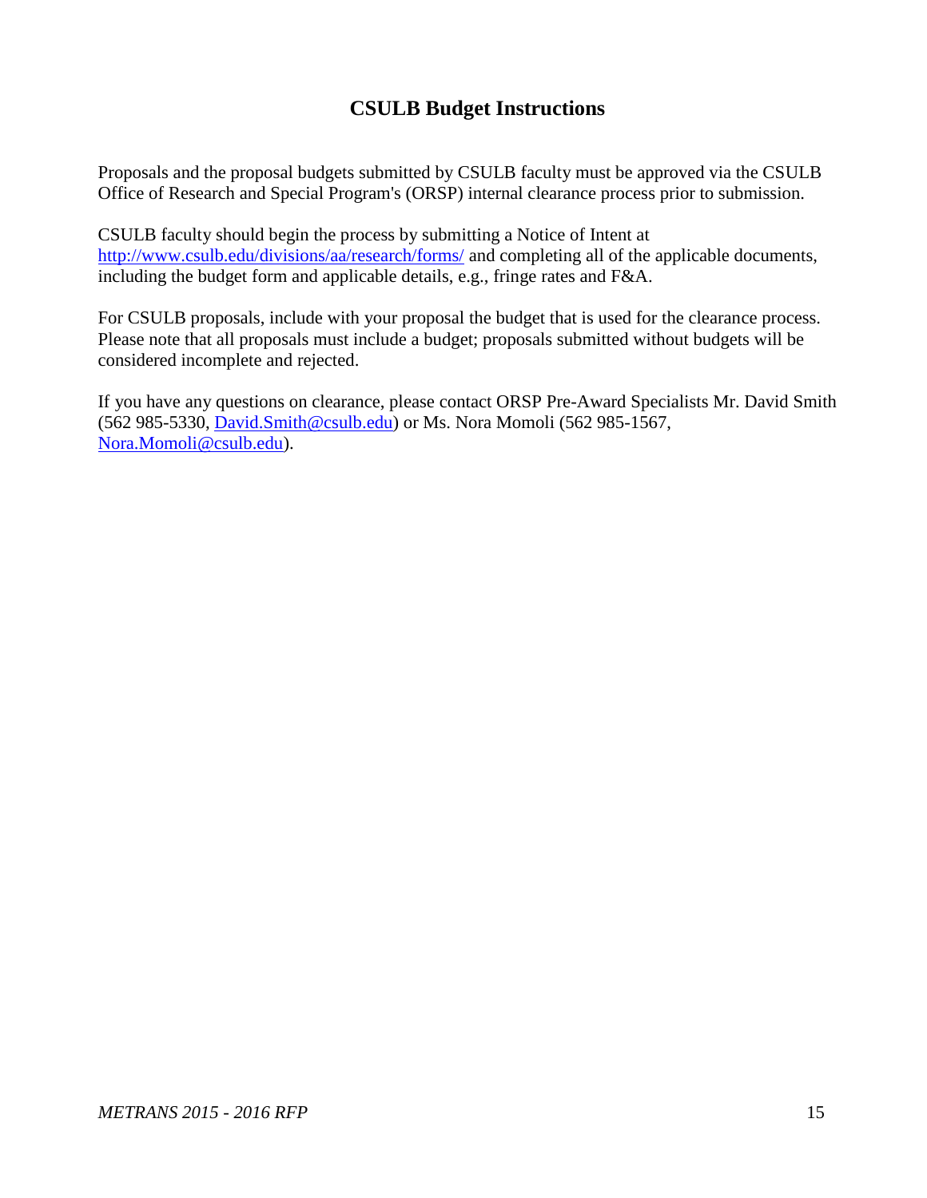# CSULB Budget Instructions

Proposals and the proposal budgets submitted by CSULB faculty must be approved via the CSULB Office of Research and Special Program's (ORSP) internal clearance process prior to submission.

CSULB faculty should begin the process by submitting a Notice of Intent at http://www.csulb.edu/divisions/aa/research/forms/ and completing all of the applicable documents, including the budget form and applicable details, e.g., fringe rates and F&A.

For CSULB proposals, include with your proposal the budget that is used for the clearance process. Please note that all proposals must include a budget; proposals submitted without budgets will be considered incomplete and rejected.

If you have any questions on clearance, please contact ORSP Pre-Award Specialists Mr. David Smith (562 985-5330, David.Smith@csulb.edu) or Ms. Nora Momoli (562 985-1567, Nora.Momoli@csulb.edu).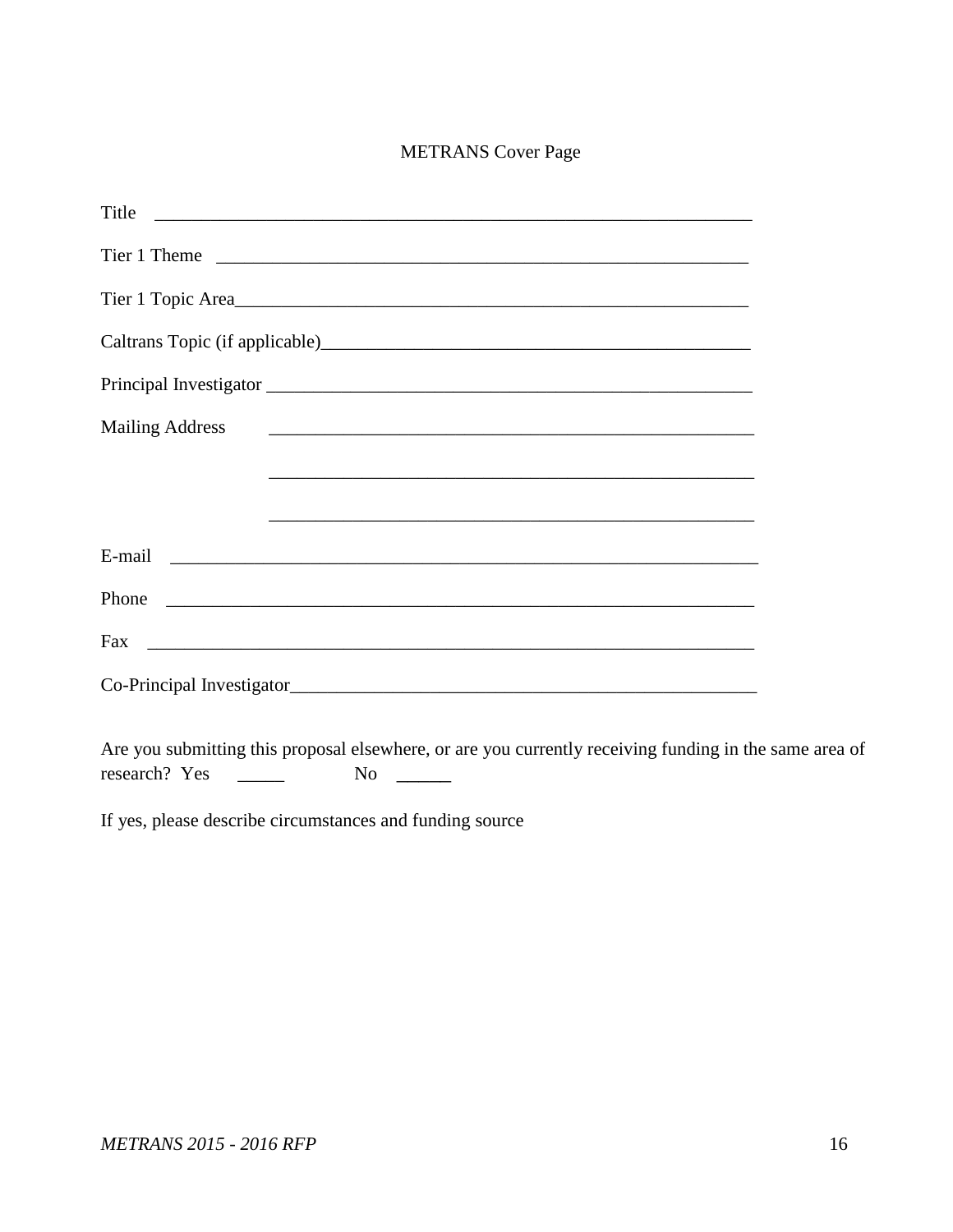# METRANS Cover Page

Title ____________________________________________________________

Tier 1 Theme ____________________________________________________________

Tier 1 Topic Area____________________________________________________________

Caltrans Topic (if applicable)________________________________________________

Principal Investigator ________________________________________________________

Mailing Address ________________________________________________________

________________________________________________________

________________________________________________________

E-mail ____________________________________________________________

Phone ____________________________________________________________

Fax ____________________________________________________________

Co-Principal Investigator__________________________________________________

Are you submitting this proposal elsewhere, or are you currently receiving funding in the same area of research? Yes _____ No ______

If yes, please describe circumstances and funding source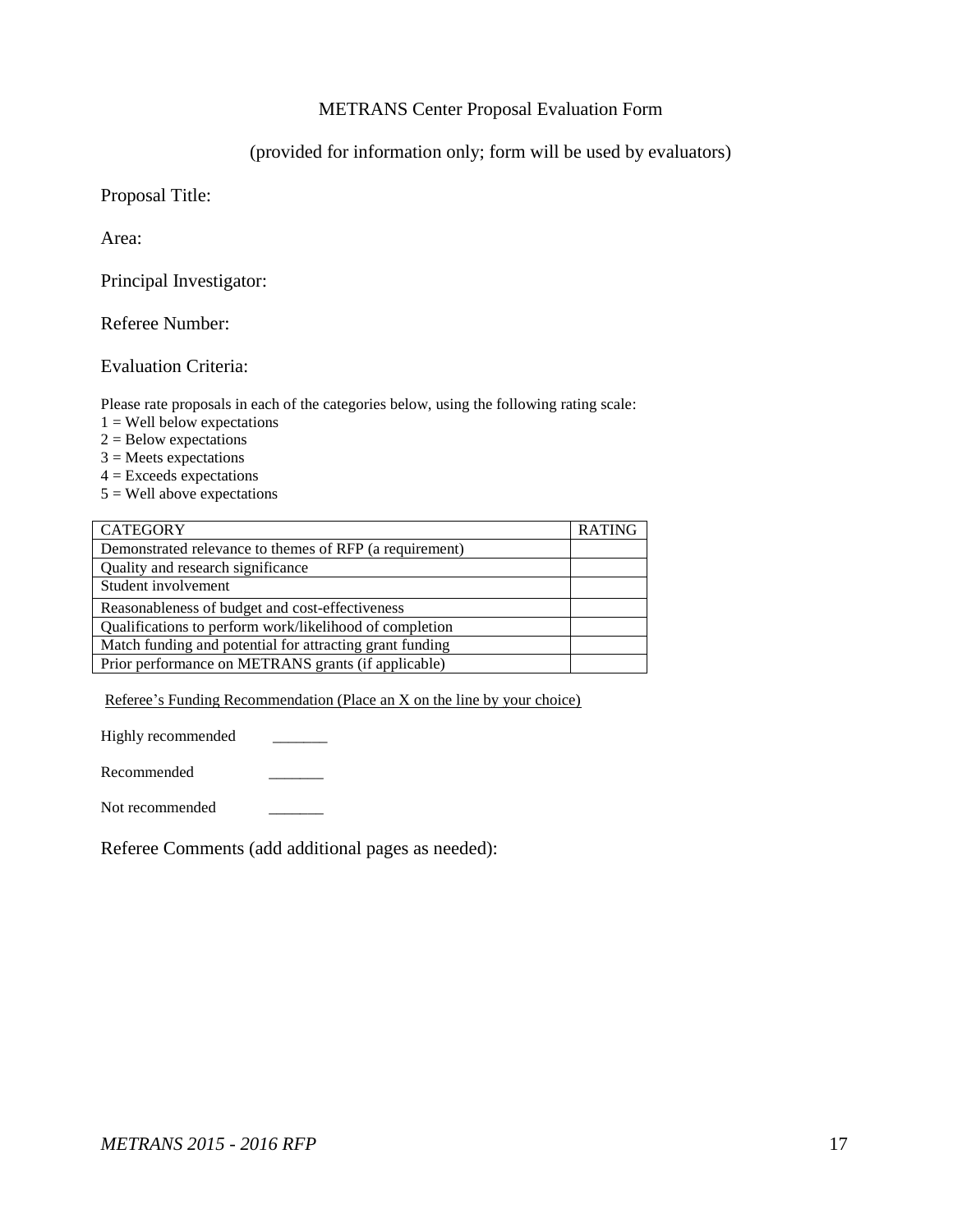# METRANS Center Proposal Evaluation Form

(provided for information only; form will be used by evaluators)

Proposal Title:

Area:

Principal Investigator:

Referee Number:

Evaluation Criteria:

Please rate proposals in each of the categories below, using the following rating scale:
1 = Well below expectations
2 = Below expectations
3 = Meets expectations
4 = Exceeds expectations
5 = Well above expectations

| CATEGORY | RATING |
|---|---|
| Demonstrated relevance to themes of RFP (a requirement) | |
| Quality and research significance | |
| Student involvement | |
| Reasonableness of budget and cost-effectiveness | |
| Qualifications to perform work/likelihood of completion | |
| Match funding and potential for attracting grant funding | |
| Prior performance on METRANS grants (if applicable) | |

Referee's Funding Recommendation (Place an X on the line by your choice)

Highly recommended _______

Recommended _______

Not recommended _______

Referee Comments (add additional pages as needed):